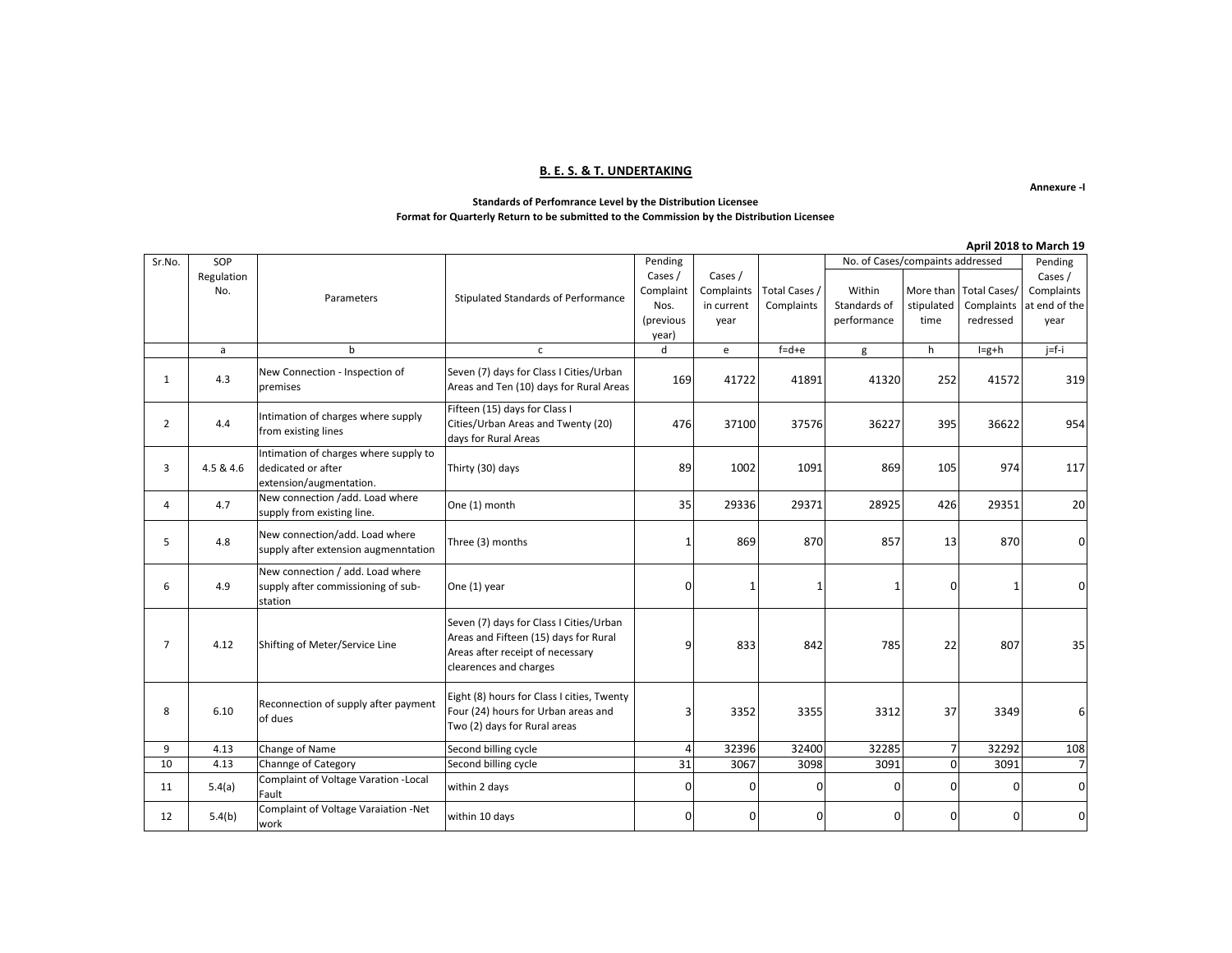## B. E. S. & T. UNDERTAKING

**Annexure -I**

**Standards of Perfomrance Level by the Distribution Licensee**
**Format for Quarterly Return to be submitted to the Commission by the Distribution Licensee**

**April 2018 to March 19**

| Sr.No. | SOP Regulation No. | Parameters | Stipulated Standards of Performance | Pending Cases / Complaint Nos. (previous year) | Cases / Complaints in current year | Total Cases / Complaints | No. of Cases/compaints addressed | | | Pending Cases / Complaints at end of the year |
|---|---|---|---|---|---|---|---|---|---|---|
| | | | | | | | Within Standards of performance | More than stipulated time | Total Cases/ Complaints redressed | |
| | a | b | c | d | e | f=d+e | g | h | I=g+h | j=f-i |
| 1 | 4.3 | New Connection - Inspection of premises | Seven (7) days for Class I Cities/Urban Areas and Ten (10) days for Rural Areas | 169 | 41722 | 41891 | 41320 | 252 | 41572 | 319 |
| 2 | 4.4 | Intimation of charges where supply from existing lines | Fifteen (15) days for Class I Cities/Urban Areas and Twenty (20) days for Rural Areas | 476 | 37100 | 37576 | 36227 | 395 | 36622 | 954 |
| 3 | 4.5 & 4.6 | Intimation of charges where supply to dedicated or after extension/augmentation. | Thirty (30) days | 89 | 1002 | 1091 | 869 | 105 | 974 | 117 |
| 4 | 4.7 | New connection /add. Load where supply from existing line. | One (1) month | 35 | 29336 | 29371 | 28925 | 426 | 29351 | 20 |
| 5 | 4.8 | New connection/add. Load where supply after extension augmenntation | Three (3) months | 1 | 869 | 870 | 857 | 13 | 870 | 0 |
| 6 | 4.9 | New connection / add. Load where supply after commissioning of sub-station | One (1) year | 0 | 1 | 1 | 1 | 0 | 1 | 0 |
| 7 | 4.12 | Shifting of Meter/Service Line | Seven (7) days for Class I Cities/Urban Areas and Fifteen (15) days for Rural Areas after receipt of necessary clearences and charges | 9 | 833 | 842 | 785 | 22 | 807 | 35 |
| 8 | 6.10 | Reconnection of supply after payment of dues | Eight (8) hours for Class I cities, Twenty Four (24) hours for Urban areas and Two (2) days for Rural areas | 3 | 3352 | 3355 | 3312 | 37 | 3349 | 6 |
| 9 | 4.13 | Change of Name | Second billing cycle | 4 | 32396 | 32400 | 32285 | 7 | 32292 | 108 |
| 10 | 4.13 | Channge of Category | Second billing cycle | 31 | 3067 | 3098 | 3091 | 0 | 3091 | 7 |
| 11 | 5.4(a) | Complaint of Voltage Varation -Local Fault | within 2 days | 0 | 0 | 0 | 0 | 0 | 0 | 0 |
| 12 | 5.4(b) | Complaint of Voltage Varaiation -Net work | within 10 days | 0 | 0 | 0 | 0 | 0 | 0 | 0 |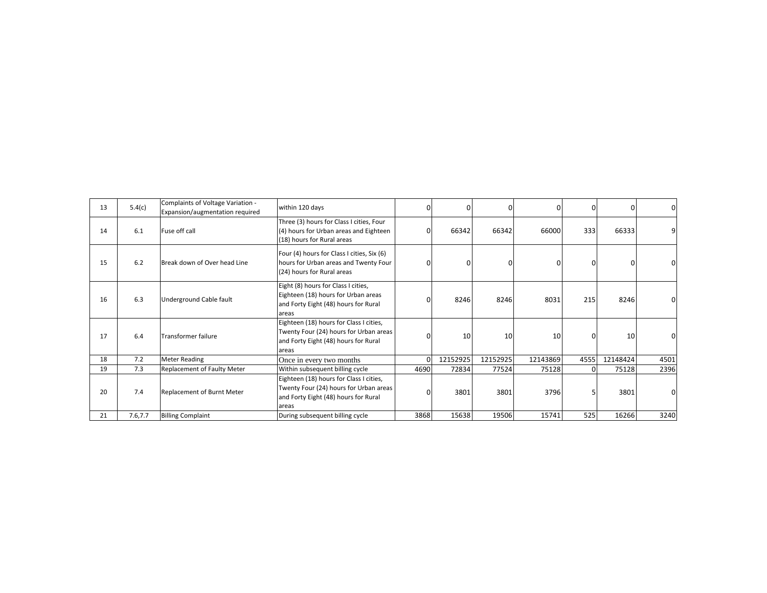| 13 | 5.4(c) | Complaints of Voltage Variation - Expansion/augmentation required | within 120 days | 0 | 0 | 0 | 0 | 0 | 0 | 0 |
|---|---|---|---|---|---|---|---|---|---|---|
| 14 | 6.1 | Fuse off call | Three (3) hours for Class I cities, Four (4) hours for Urban areas and Eighteen (18) hours for Rural areas | 0 | 66342 | 66342 | 66000 | 333 | 66333 | 9 |
| 15 | 6.2 | Break down of Over head Line | Four (4) hours for Class I cities, Six (6) hours for Urban areas and Twenty Four (24) hours for Rural areas | 0 | 0 | 0 | 0 | 0 | 0 | 0 |
| 16 | 6.3 | Underground Cable fault | Eight (8) hours for Class I cities, Eighteen (18) hours for Urban areas and Forty Eight (48) hours for Rural areas | 0 | 8246 | 8246 | 8031 | 215 | 8246 | 0 |
| 17 | 6.4 | Transformer failure | Eighteen (18) hours for Class I cities, Twenty Four (24) hours for Urban areas and Forty Eight (48) hours for Rural areas | 0 | 10 | 10 | 10 | 0 | 10 | 0 |
| 18 | 7.2 | Meter Reading | Once in every two months | 0 | 12152925 | 12152925 | 12143869 | 4555 | 12148424 | 4501 |
| 19 | 7.3 | Replacement of Faulty Meter | Within subsequent billing cycle | 4690 | 72834 | 77524 | 75128 | 0 | 75128 | 2396 |
| 20 | 7.4 | Replacement of Burnt Meter | Eighteen (18) hours for Class I cities, Twenty Four (24) hours for Urban areas and Forty Eight (48) hours for Rural areas | 0 | 3801 | 3801 | 3796 | 5 | 3801 | 0 |
| 21 | 7.6,7.7 | Billing Complaint | During subsequent billing cycle | 3868 | 15638 | 19506 | 15741 | 525 | 16266 | 3240 |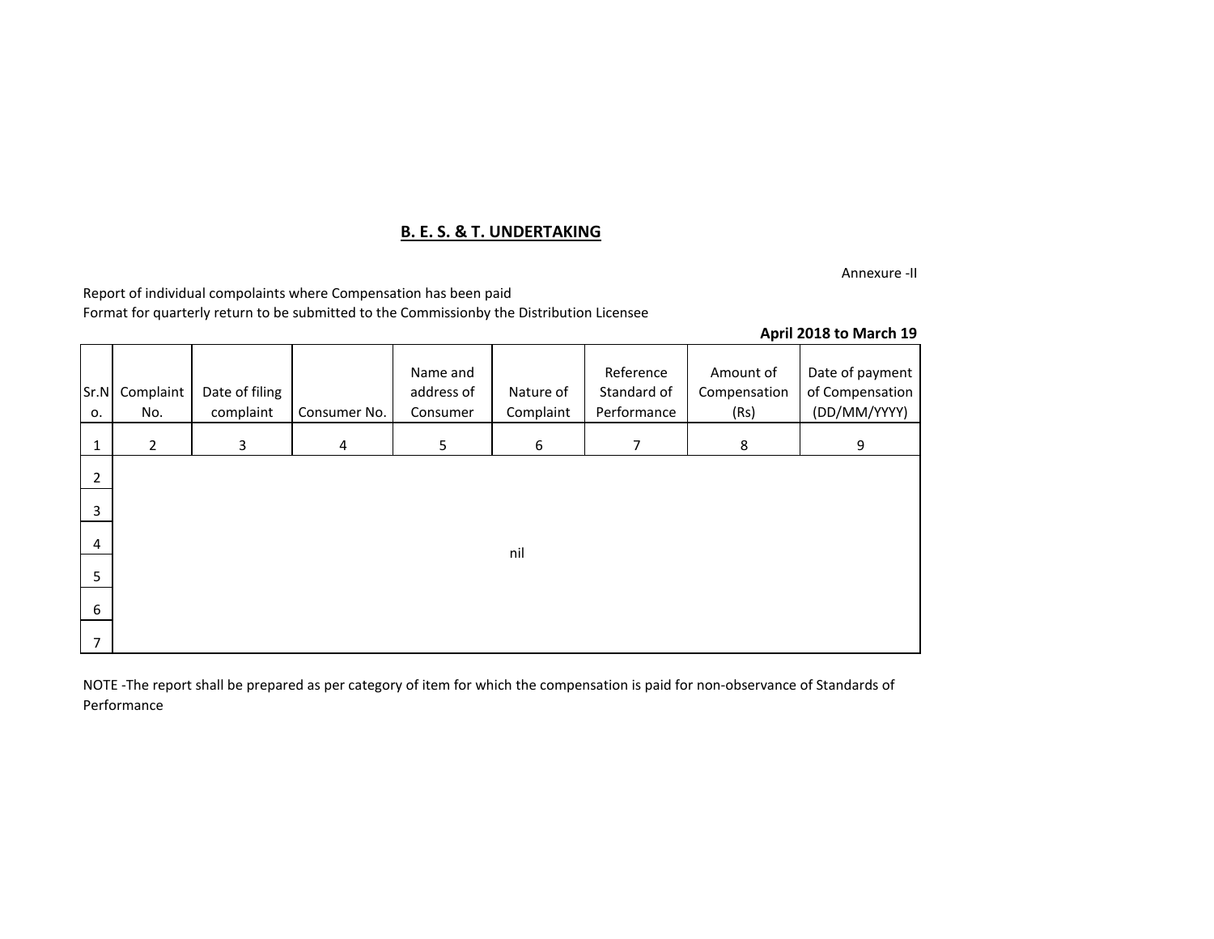## B. E. S. & T. UNDERTAKING

Annexure -II

Report of individual compolaints where Compensation has been paid
Format for quarterly return to be submitted to the Commissionby the Distribution Licensee

**April 2018 to March 19**

| Sr.No. | Complaint No. | Date of filing complaint | Consumer No. | Name and address of Consumer | Nature of Complaint | Reference Standard of Performance | Amount of Compensation (Rs) | Date of payment of Compensation (DD/MM/YYYY) |
|---|---|---|---|---|---|---|---|---|
| 1 | 2 | 3 | 4 | 5 | 6 | 7 | 8 | 9 |
| 2 | | | | | | | | |
| 3 | | | | | | | | |
| 4 | | | | | nil | | | |
| 5 | | | | | | | | |
| 6 | | | | | | | | |
| 7 | | | | | | | | |

NOTE -The report shall be prepared as per category of item for which the compensation is paid for non-observance of Standards of Performance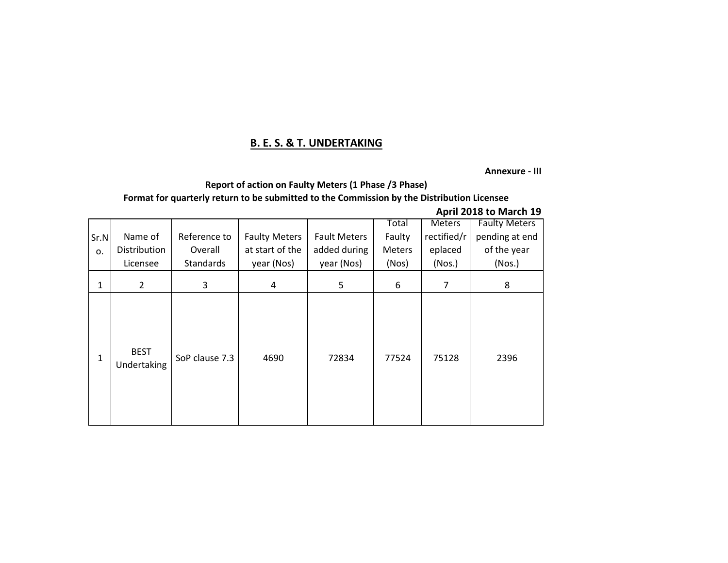## B. E. S. & T. UNDERTAKING

**Annexure - III**

**Report of action on Faulty Meters (1 Phase /3 Phase)**

**Format for quarterly return to be submitted to the Commission by the Distribution Licensee**

**April 2018 to March 19**

| Sr.No. | Name of Distribution Licensee | Reference to Overall Standards | Faulty Meters at start of the year (Nos) | Fault Meters added during year (Nos) | Total Faulty Meters (Nos) | Meters rectified/replaced (Nos.) | Faulty Meters pending at end of the year (Nos.) |
|---|---|---|---|---|---|---|---|
| 1 | 2 | 3 | 4 | 5 | 6 | 7 | 8 |
| 1 | BEST Undertaking | SoP clause 7.3 | 4690 | 72834 | 77524 | 75128 | 2396 |